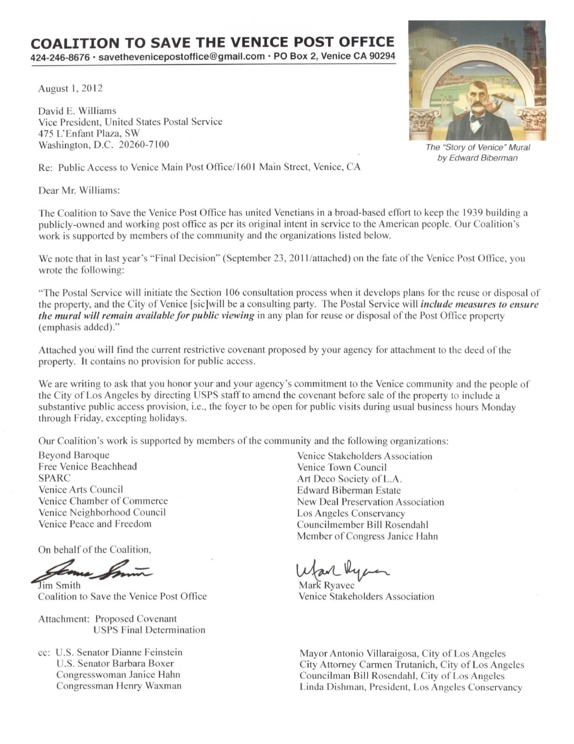# COALITION TO SAVE THE VENICE POST OFFICE

**424-246-8676 · savethevenicepostoffice@gmail.com · PO Box 2, Venice CA 90294**

*The "Story of Venice" Mural by Edward Biberman*

August 1, 2012

David E. Williams
Vice President, United States Postal Service
475 L'Enfant Plaza, SW
Washington, D.C. 20260-7100

Re: Public Access to Venice Main Post Office/1601 Main Street, Venice, CA

Dear Mr. Williams:

The Coalition to Save the Venice Post Office has united Venetians in a broad-based effort to keep the 1939 building a publicly-owned and working post office as per its original intent in service to the American people. Our Coalition's work is supported by members of the community and the organizations listed below.

We note that in last year's "Final Decision" (September 23, 2011/attached) on the fate of the Venice Post Office, you wrote the following:

"The Postal Service will initiate the Section 106 consultation process when it develops plans for the reuse or disposal of the property, and the City of Venice [sic]will be a consulting party. The Postal Service will ***include measures to ensure the mural will remain available for public viewing*** in any plan for reuse or disposal of the Post Office property (emphasis added)."

Attached you will find the current restrictive covenant proposed by your agency for attachment to the deed of the property. It contains no provision for public access.

We are writing to ask that you honor your and your agency's commitment to the Venice community and the people of the City of Los Angeles by directing USPS staff to amend the covenant before sale of the property to include a substantive public access provision, i.e., the foyer to be open for public visits during usual business hours Monday through Friday, excepting holidays.

Our Coalition's work is supported by members of the community and the following organizations:

Beyond Baroque
Free Venice Beachhead
SPARC
Venice Arts Council
Venice Chamber of Commerce
Venice Neighborhood Council
Venice Peace and Freedom
Venice Stakeholders Association
Venice Town Council
Art Deco Society of L.A.
Edward Biberman Estate
New Deal Preservation Association
Los Angeles Conservancy
Councilmember Bill Rosendahl
Member of Congress Janice Hahn

On behalf of the Coalition,

Jim Smith
Coalition to Save the Venice Post Office

Mark Ryavec
Venice Stakeholders Association

Attachment: Proposed Covenant
USPS Final Determination

cc: U.S. Senator Dianne Feinstein
U.S. Senator Barbara Boxer
Congresswoman Janice Hahn
Congressman Henry Waxman
Mayor Antonio Villaraigosa, City of Los Angeles
City Attorney Carmen Trutanich, City of Los Angeles
Councilman Bill Rosendahl, City of Los Angeles
Linda Dishman, President, Los Angeles Conservancy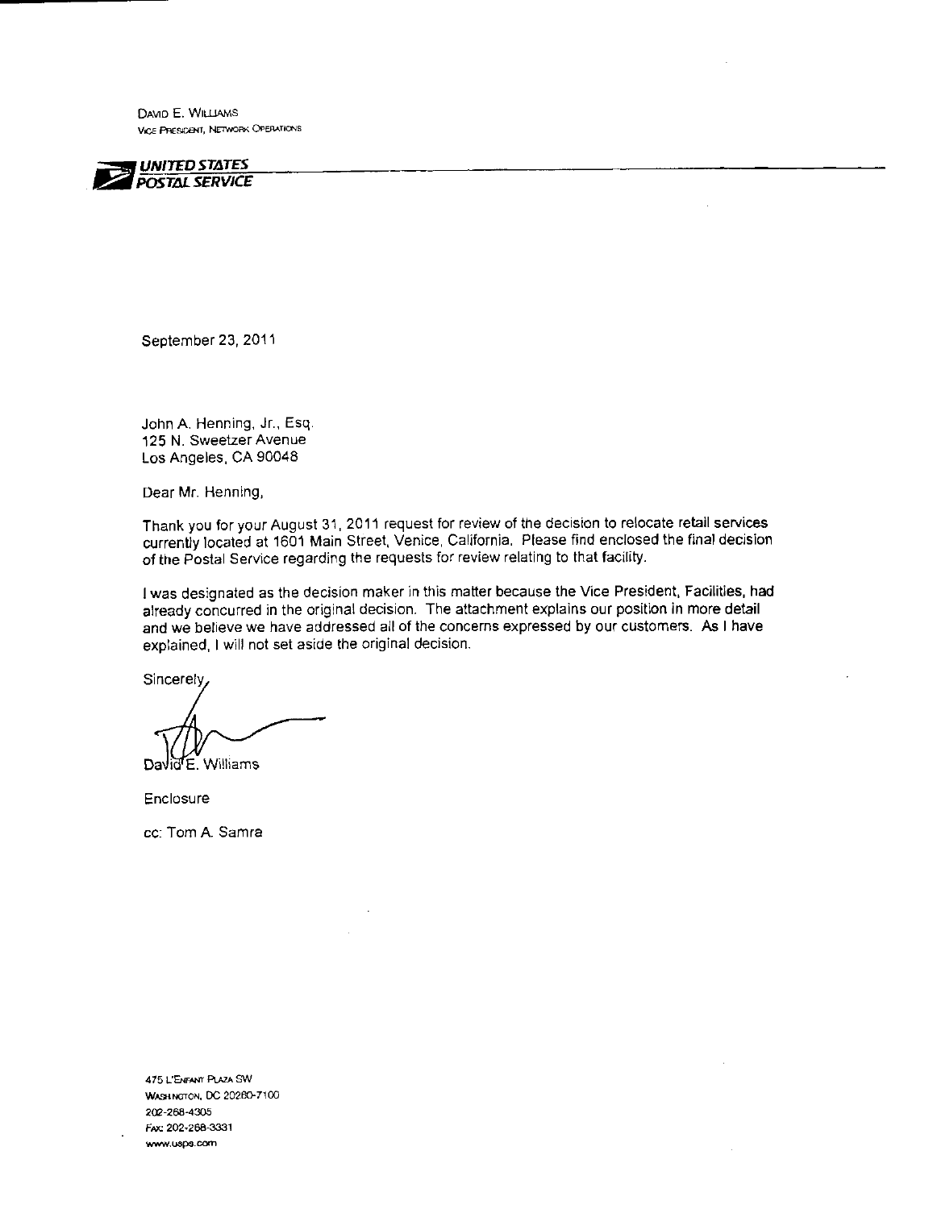DAVID E. WILLIAMS
VICE PRESIDENT, NETWORK OPERATIONS

**UNITED STATES POSTAL SERVICE**

September 23, 2011

John A. Henning, Jr., Esq.
125 N. Sweetzer Avenue
Los Angeles, CA 90048

Dear Mr. Henning,

Thank you for your August 31, 2011 request for review of the decision to relocate retail services currently located at 1601 Main Street, Venice, California. Please find enclosed the final decision of the Postal Service regarding the requests for review relating to that facility.

I was designated as the decision maker in this matter because the Vice President, Facilities, had already concurred in the original decision. The attachment explains our position in more detail and we believe we have addressed all of the concerns expressed by our customers. As I have explained, I will not set aside the original decision.

Sincerely,

David E. Williams

Enclosure

cc: Tom A. Samra

475 L'ENFANT PLAZA SW
WASHINGTON, DC 20260-7100
202-268-4305
FAX: 202-268-3331
www.usps.com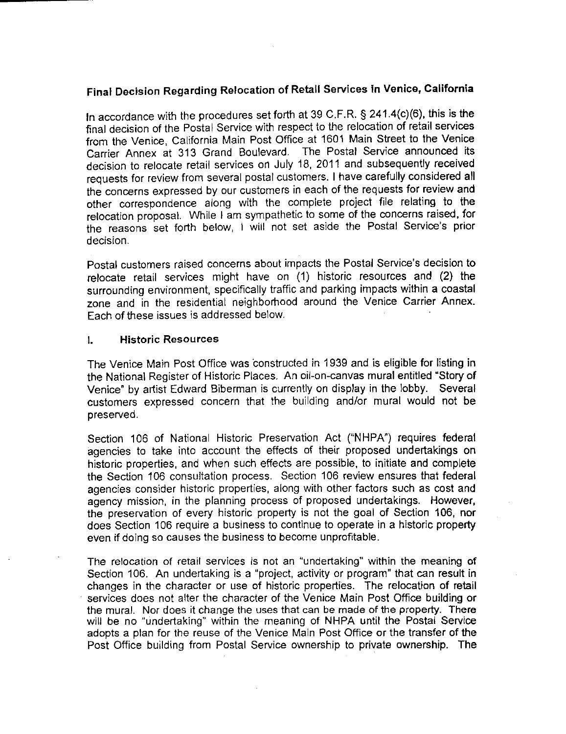## Final Decision Regarding Relocation of Retail Services in Venice, California

In accordance with the procedures set forth at 39 C.F.R. § 241.4(c)(6), this is the final decision of the Postal Service with respect to the relocation of retail services from the Venice, California Main Post Office at 1601 Main Street to the Venice Carrier Annex at 313 Grand Boulevard. The Postal Service announced its decision to relocate retail services on July 18, 2011 and subsequently received requests for review from several postal customers. I have carefully considered all the concerns expressed by our customers in each of the requests for review and other correspondence along with the complete project file relating to the relocation proposal. While I am sympathetic to some of the concerns raised, for the reasons set forth below, I will not set aside the Postal Service's prior decision.

Postal customers raised concerns about impacts the Postal Service's decision to relocate retail services might have on (1) historic resources and (2) the surrounding environment, specifically traffic and parking impacts within a coastal zone and in the residential neighborhood around the Venice Carrier Annex. Each of these issues is addressed below.

### I. Historic Resources

The Venice Main Post Office was constructed in 1939 and is eligible for listing in the National Register of Historic Places. An oil-on-canvas mural entitled "Story of Venice" by artist Edward Biberman is currently on display in the lobby. Several customers expressed concern that the building and/or mural would not be preserved.

Section 106 of National Historic Preservation Act ("NHPA") requires federal agencies to take into account the effects of their proposed undertakings on historic properties, and when such effects are possible, to initiate and complete the Section 106 consultation process. Section 106 review ensures that federal agencies consider historic properties, along with other factors such as cost and agency mission, in the planning process of proposed undertakings. However, the preservation of every historic property is not the goal of Section 106, nor does Section 106 require a business to continue to operate in a historic property even if doing so causes the business to become unprofitable.

The relocation of retail services is not an "undertaking" within the meaning of Section 106. An undertaking is a "project, activity or program" that can result in changes in the character or use of historic properties. The relocation of retail services does not alter the character of the Venice Main Post Office building or the mural. Nor does it change the uses that can be made of the property. There will be no "undertaking" within the meaning of NHPA until the Postal Service adopts a plan for the reuse of the Venice Main Post Office or the transfer of the Post Office building from Postal Service ownership to private ownership. The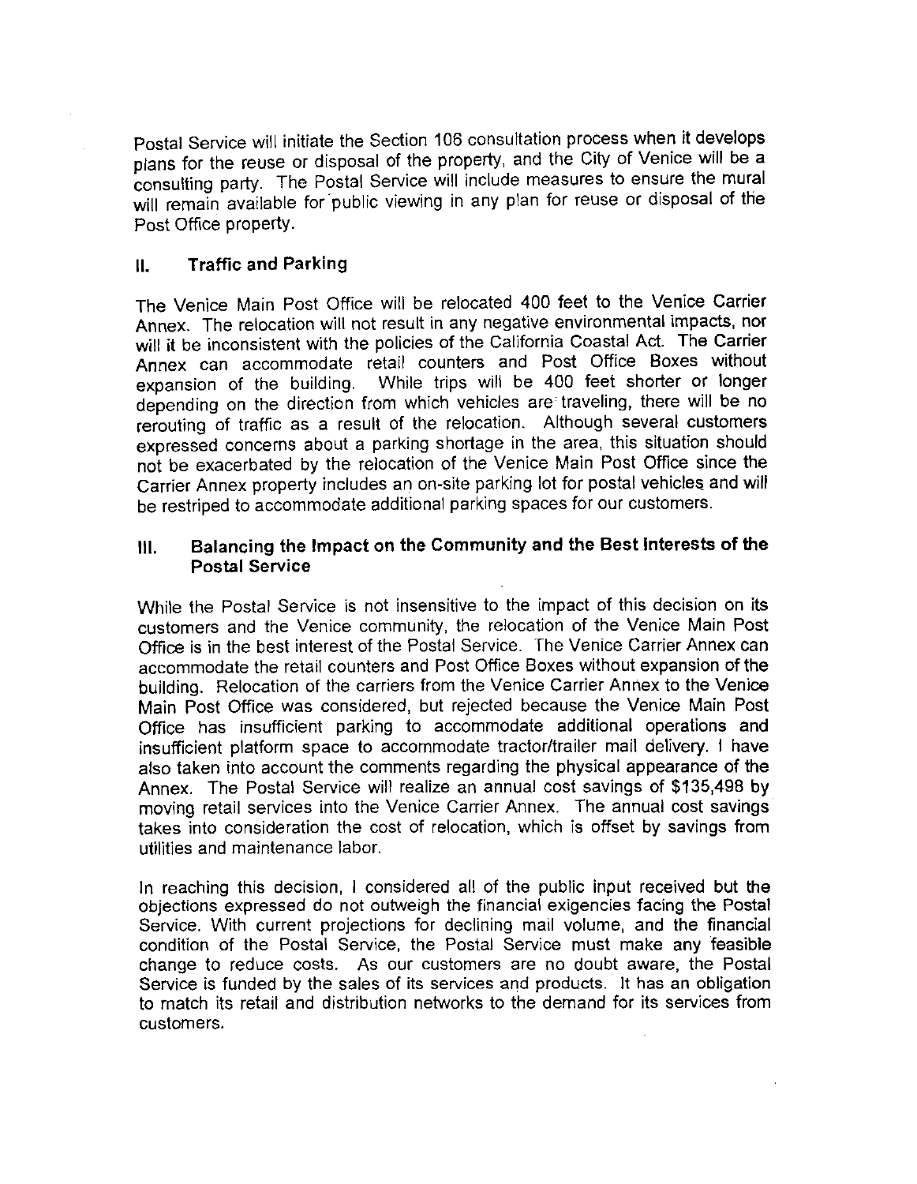Postal Service will initiate the Section 106 consultation process when it develops plans for the reuse or disposal of the property, and the City of Venice will be a consulting party. The Postal Service will include measures to ensure the mural will remain available for public viewing in any plan for reuse or disposal of the Post Office property.

## II. Traffic and Parking

The Venice Main Post Office will be relocated 400 feet to the Venice Carrier Annex. The relocation will not result in any negative environmental impacts, nor will it be inconsistent with the policies of the California Coastal Act. The Carrier Annex can accommodate retail counters and Post Office Boxes without expansion of the building. While trips will be 400 feet shorter or longer depending on the direction from which vehicles are traveling, there will be no rerouting of traffic as a result of the relocation. Although several customers expressed concerns about a parking shortage in the area, this situation should not be exacerbated by the relocation of the Venice Main Post Office since the Carrier Annex property includes an on-site parking lot for postal vehicles and will be restriped to accommodate additional parking spaces for our customers.

## III. Balancing the Impact on the Community and the Best Interests of the Postal Service

While the Postal Service is not insensitive to the impact of this decision on its customers and the Venice community, the relocation of the Venice Main Post Office is in the best interest of the Postal Service. The Venice Carrier Annex can accommodate the retail counters and Post Office Boxes without expansion of the building. Relocation of the carriers from the Venice Carrier Annex to the Venice Main Post Office was considered, but rejected because the Venice Main Post Office has insufficient parking to accommodate additional operations and insufficient platform space to accommodate tractor/trailer mail delivery. I have also taken into account the comments regarding the physical appearance of the Annex. The Postal Service will realize an annual cost savings of $135,498 by moving retail services into the Venice Carrier Annex. The annual cost savings takes into consideration the cost of relocation, which is offset by savings from utilities and maintenance labor.

In reaching this decision, I considered all of the public input received but the objections expressed do not outweigh the financial exigencies facing the Postal Service. With current projections for declining mail volume, and the financial condition of the Postal Service, the Postal Service must make any feasible change to reduce costs. As our customers are no doubt aware, the Postal Service is funded by the sales of its services and products. It has an obligation to match its retail and distribution networks to the demand for its services from customers.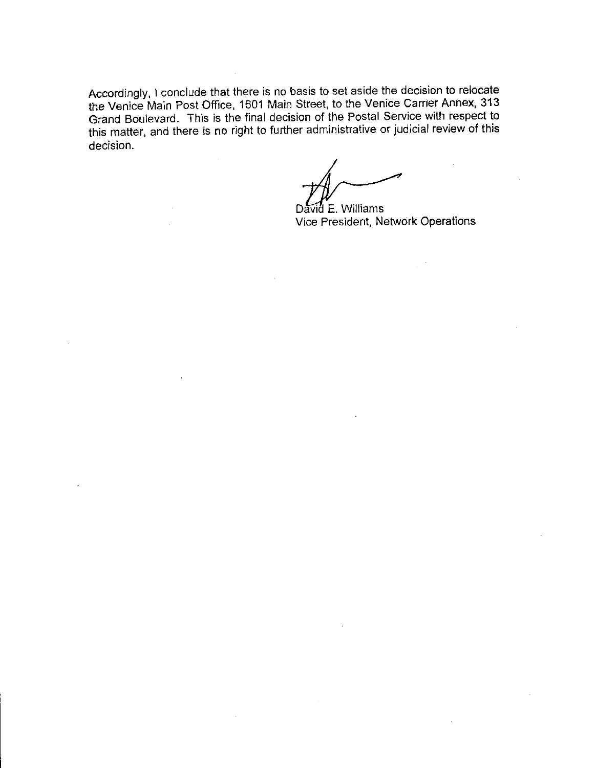Accordingly, I conclude that there is no basis to set aside the decision to relocate the Venice Main Post Office, 1601 Main Street, to the Venice Carrier Annex, 313 Grand Boulevard. This is the final decision of the Postal Service with respect to this matter, and there is no right to further administrative or judicial review of this decision.

David E. Williams
Vice President, Network Operations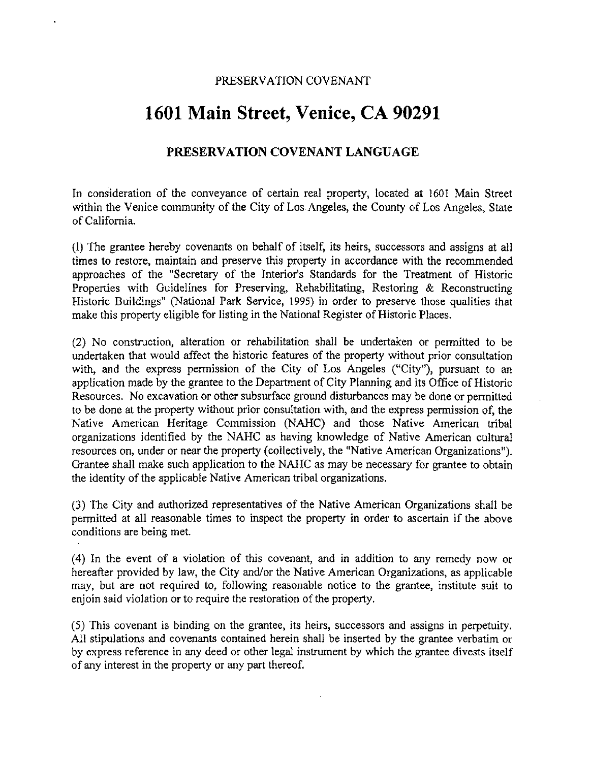PRESERVATION COVENANT

# 1601 Main Street, Venice, CA 90291

## PRESERVATION COVENANT LANGUAGE

In consideration of the conveyance of certain real property, located at 1601 Main Street within the Venice community of the City of Los Angeles, the County of Los Angeles, State of California.

(1) The grantee hereby covenants on behalf of itself, its heirs, successors and assigns at all times to restore, maintain and preserve this property in accordance with the recommended approaches of the "Secretary of the Interior's Standards for the Treatment of Historic Properties with Guidelines for Preserving, Rehabilitating, Restoring & Reconstructing Historic Buildings" (National Park Service, 1995) in order to preserve those qualities that make this property eligible for listing in the National Register of Historic Places.

(2) No construction, alteration or rehabilitation shall be undertaken or permitted to be undertaken that would affect the historic features of the property without prior consultation with, and the express permission of the City of Los Angeles ("City"), pursuant to an application made by the grantee to the Department of City Planning and its Office of Historic Resources. No excavation or other subsurface ground disturbances may be done or permitted to be done at the property without prior consultation with, and the express permission of, the Native American Heritage Commission (NAHC) and those Native American tribal organizations identified by the NAHC as having knowledge of Native American cultural resources on, under or near the property (collectively, the "Native American Organizations"). Grantee shall make such application to the NAHC as may be necessary for grantee to obtain the identity of the applicable Native American tribal organizations.

(3) The City and authorized representatives of the Native American Organizations shall be permitted at all reasonable times to inspect the property in order to ascertain if the above conditions are being met.

(4) In the event of a violation of this covenant, and in addition to any remedy now or hereafter provided by law, the City and/or the Native American Organizations, as applicable may, but are not required to, following reasonable notice to the grantee, institute suit to enjoin said violation or to require the restoration of the property.

(5) This covenant is binding on the grantee, its heirs, successors and assigns in perpetuity. All stipulations and covenants contained herein shall be inserted by the grantee verbatim or by express reference in any deed or other legal instrument by which the grantee divests itself of any interest in the property or any part thereof.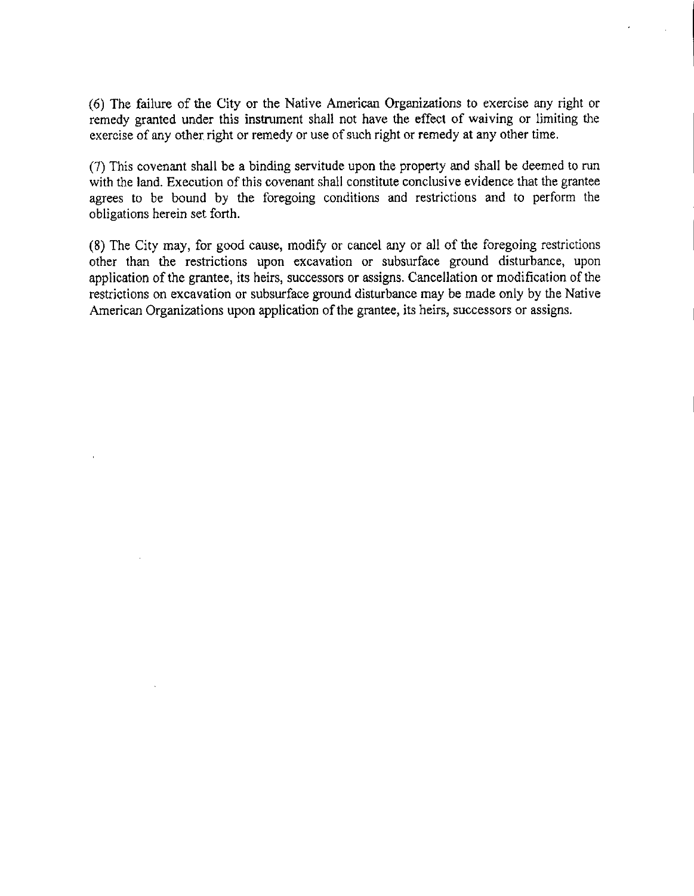(6) The failure of the City or the Native American Organizations to exercise any right or remedy granted under this instrument shall not have the effect of waiving or limiting the exercise of any other right or remedy or use of such right or remedy at any other time.

(7) This covenant shall be a binding servitude upon the property and shall be deemed to run with the land. Execution of this covenant shall constitute conclusive evidence that the grantee agrees to be bound by the foregoing conditions and restrictions and to perform the obligations herein set forth.

(8) The City may, for good cause, modify or cancel any or all of the foregoing restrictions other than the restrictions upon excavation or subsurface ground disturbance, upon application of the grantee, its heirs, successors or assigns. Cancellation or modification of the restrictions on excavation or subsurface ground disturbance may be made only by the Native American Organizations upon application of the grantee, its heirs, successors or assigns.